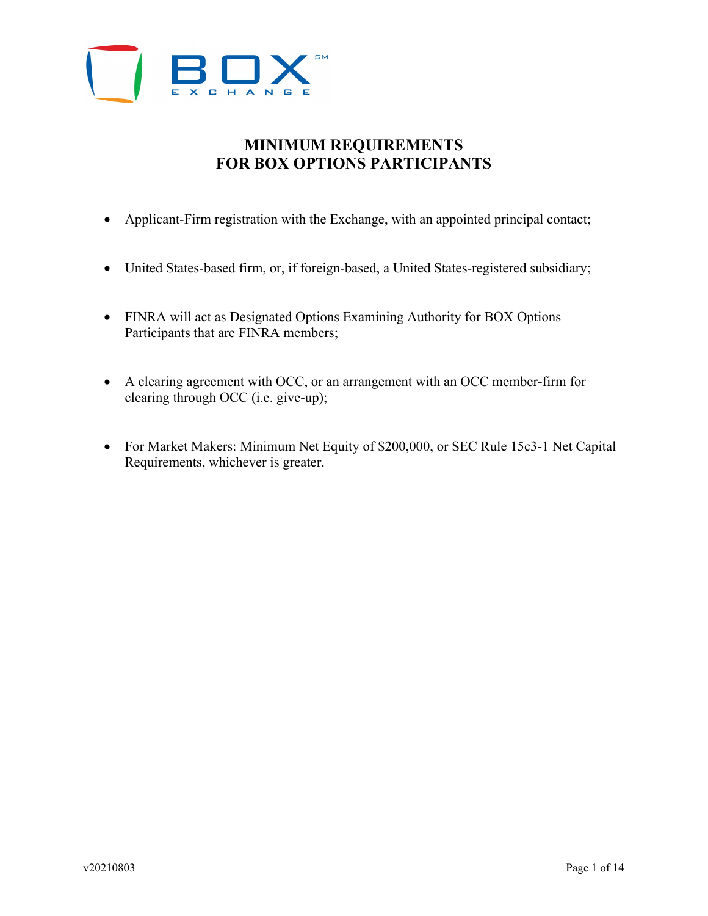# MINIMUM REQUIREMENTS
# FOR BOX OPTIONS PARTICIPANTS

- Applicant-Firm registration with the Exchange, with an appointed principal contact;
- United States-based firm, or, if foreign-based, a United States-registered subsidiary;
- FINRA will act as Designated Options Examining Authority for BOX Options Participants that are FINRA members;
- A clearing agreement with OCC, or an arrangement with an OCC member-firm for clearing through OCC (i.e. give-up);
- For Market Makers: Minimum Net Equity of $200,000, or SEC Rule 15c3-1 Net Capital Requirements, whichever is greater.

v20210803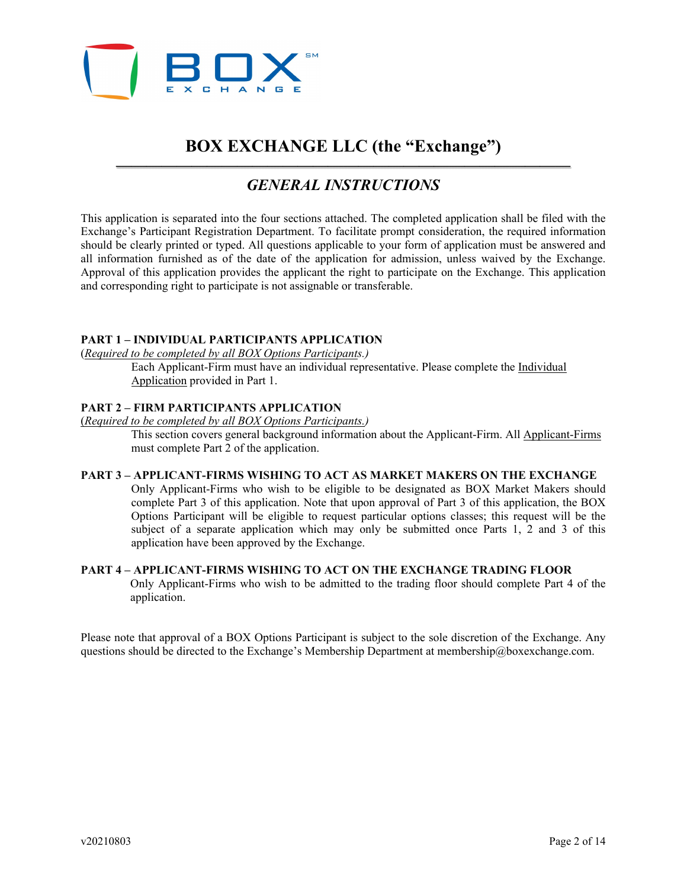# BOX EXCHANGE LLC (the "Exchange")

## *GENERAL INSTRUCTIONS*

This application is separated into the four sections attached. The completed application shall be filed with the Exchange's Participant Registration Department. To facilitate prompt consideration, the required information should be clearly printed or typed. All questions applicable to your form of application must be answered and all information furnished as of the date of the application for admission, unless waived by the Exchange. Approval of this application provides the applicant the right to participate on the Exchange. This application and corresponding right to participate is not assignable or transferable.

**PART 1 – INDIVIDUAL PARTICIPANTS APPLICATION**

(*Required to be completed by all BOX Options Participants.*)

Each Applicant-Firm must have an individual representative. Please complete the Individual Application provided in Part 1.

**PART 2 – FIRM PARTICIPANTS APPLICATION**

(*Required to be completed by all BOX Options Participants.*)

This section covers general background information about the Applicant-Firm. All Applicant-Firms must complete Part 2 of the application.

**PART 3 – APPLICANT-FIRMS WISHING TO ACT AS MARKET MAKERS ON THE EXCHANGE**

Only Applicant-Firms who wish to be eligible to be designated as BOX Market Makers should complete Part 3 of this application. Note that upon approval of Part 3 of this application, the BOX Options Participant will be eligible to request particular options classes; this request will be the subject of a separate application which may only be submitted once Parts 1, 2 and 3 of this application have been approved by the Exchange.

**PART 4 – APPLICANT-FIRMS WISHING TO ACT ON THE EXCHANGE TRADING FLOOR**

Only Applicant-Firms who wish to be admitted to the trading floor should complete Part 4 of the application.

Please note that approval of a BOX Options Participant is subject to the sole discretion of the Exchange. Any questions should be directed to the Exchange's Membership Department at membership@boxexchange.com.

v20210803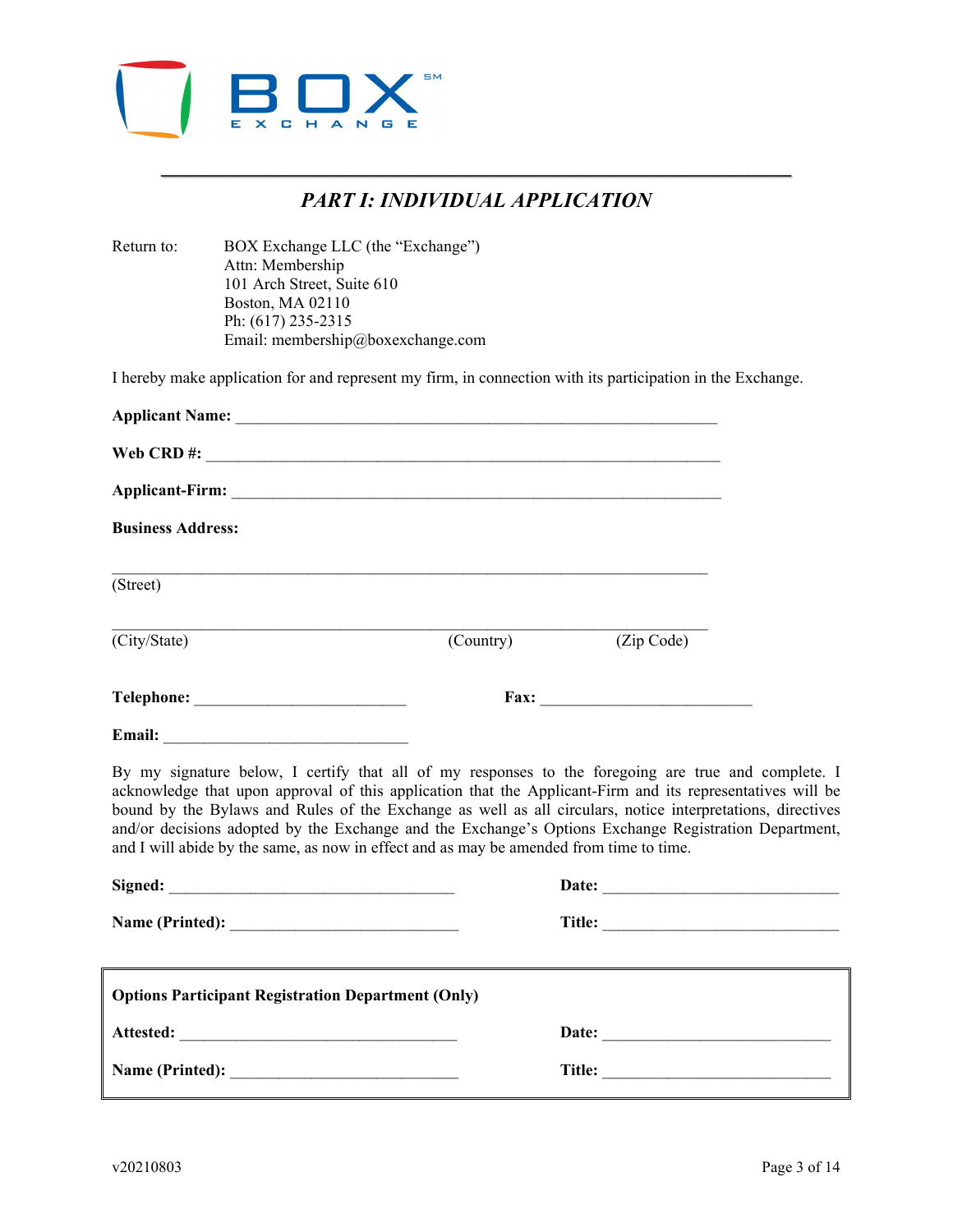## *PART I: INDIVIDUAL APPLICATION*

Return to: BOX Exchange LLC (the "Exchange")
Attn: Membership
101 Arch Street, Suite 610
Boston, MA 02110
Ph: (617) 235-2315
Email: membership@boxexchange.com

I hereby make application for and represent my firm, in connection with its participation in the Exchange.

**Applicant Name:** ____________________________________________________________

**Web CRD #:** ________________________________________________________________

**Applicant-Firm:** _____________________________________________________________

**Business Address:**

___________________________________________________________________________
(Street)

___________________________________________________________________________
(City/State) (Country) (Zip Code)

**Telephone:** __________________________ **Fax:** __________________________

**Email:** ______________________________

By my signature below, I certify that all of my responses to the foregoing are true and complete. I acknowledge that upon approval of this application that the Applicant-Firm and its representatives will be bound by the Bylaws and Rules of the Exchange as well as all circulars, notice interpretations, directives and/or decisions adopted by the Exchange and the Exchange's Options Exchange Registration Department, and I will abide by the same, as now in effect and as may be amended from time to time.

**Signed:** ___________________________________ **Date:** _____________________________

**Name (Printed):** ____________________________ **Title:** _____________________________

**Options Participant Registration Department (Only)**

**Attested:** __________________________________ **Date:** ____________________________

**Name (Printed):** ____________________________ **Title:** ____________________________

v20210803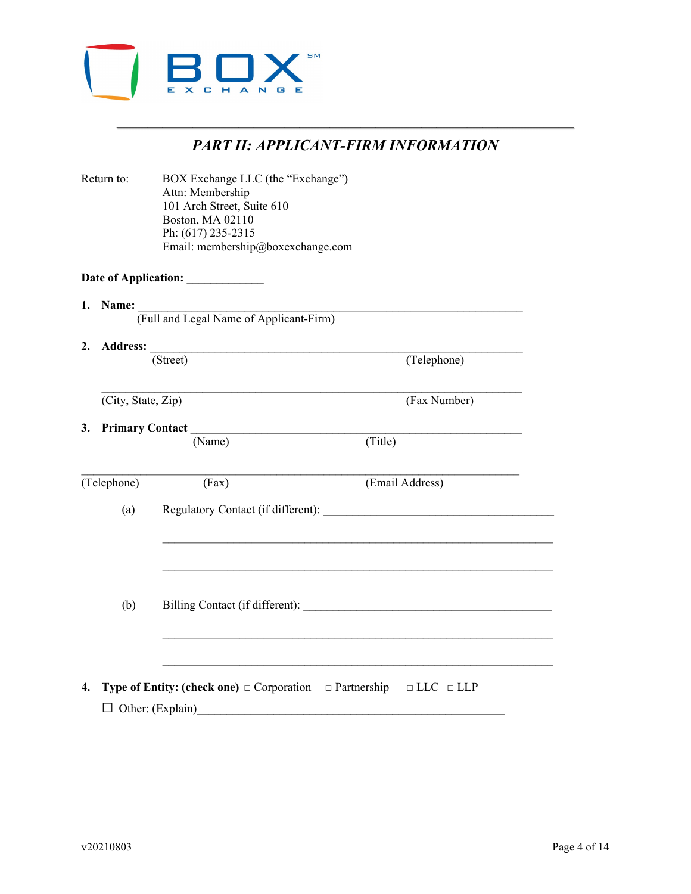# *PART II: APPLICANT-FIRM INFORMATION*

Return to: BOX Exchange LLC (the "Exchange")
Attn: Membership
101 Arch Street, Suite 610
Boston, MA 02110
Ph: (617) 235-2315
Email: membership@boxexchange.com

**Date of Application:** _____________

**1. Name:** ___________________________________________________________________
(Full and Legal Name of Applicant-Firm)

**2. Address:** _________________________________________________________________
(Street) (Telephone)

_____________________________________________________________________________
(City, State, Zip) (Fax Number)

**3. Primary Contact** ___________________________________________________________
(Name) (Title)

_____________________________________________________________________________
(Telephone) (Fax) (Email Address)

(a) Regulatory Contact (if different): ________________________________________

_____________________________________________________________________________

_____________________________________________________________________________

(b) Billing Contact (if different): ___________________________________________

_____________________________________________________________________________

_____________________________________________________________________________

**4. Type of Entity: (check one)** □ Corporation □ Partnership □ LLC □ LLP

☐ Other: (Explain)_____________________________________________________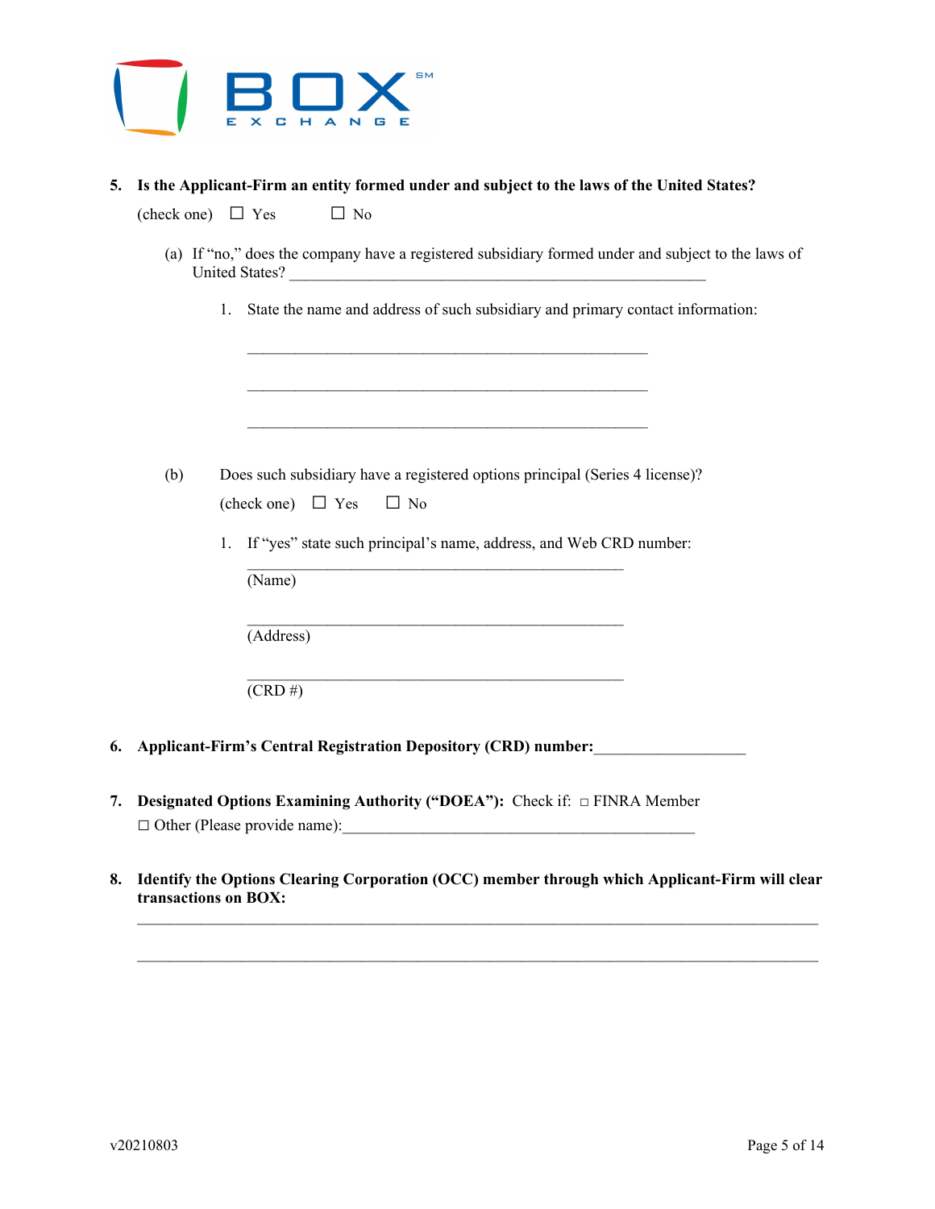**5. Is the Applicant-Firm an entity formed under and subject to the laws of the United States?**

(check one) ☐ Yes ☐ No

(a) If "no," does the company have a registered subsidiary formed under and subject to the laws of United States? ______________________________________________________

1. State the name and address of such subsidiary and primary contact information:

____________________________________________________

____________________________________________________

____________________________________________________

(b) Does such subsidiary have a registered options principal (Series 4 license)?

(check one) ☐ Yes ☐ No

1. If "yes" state such principal's name, address, and Web CRD number:

________________________________________________
(Name)

________________________________________________
(Address)

________________________________________________
(CRD #)

**6. Applicant-Firm's Central Registration Depository (CRD) number:**___________________

**7. Designated Options Examining Authority ("DOEA"):** Check if: □ FINRA Member

☐ Other (Please provide name):_____________________________________________

**8. Identify the Options Clearing Corporation (OCC) member through which Applicant-Firm will clear transactions on BOX:**

_____________________________________________________________________________

_____________________________________________________________________________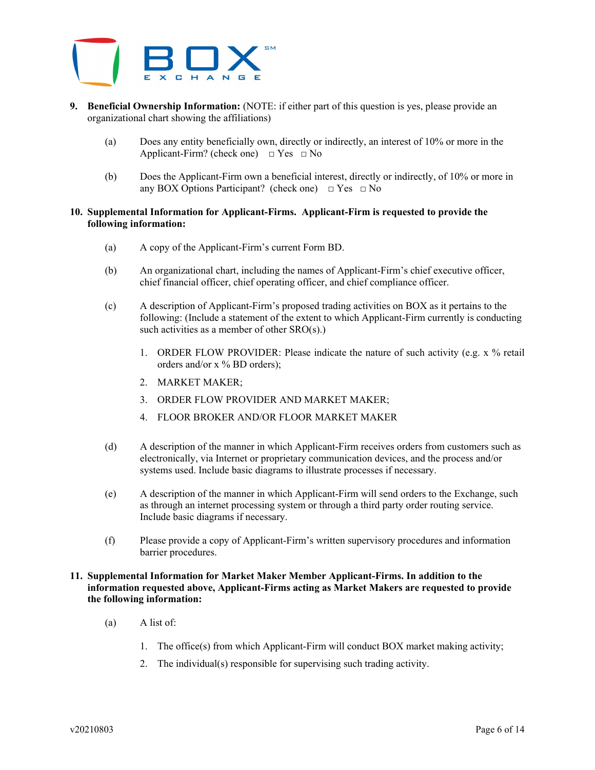9. **Beneficial Ownership Information:** (NOTE: if either part of this question is yes, please provide an organizational chart showing the affiliations)

   (a) Does any entity beneficially own, directly or indirectly, an interest of 10% or more in the Applicant-Firm? (check one) □ Yes □ No

   (b) Does the Applicant-Firm own a beneficial interest, directly or indirectly, of 10% or more in any BOX Options Participant? (check one) □ Yes □ No

10. **Supplemental Information for Applicant-Firms. Applicant-Firm is requested to provide the following information:**

    (a) A copy of the Applicant-Firm's current Form BD.

    (b) An organizational chart, including the names of Applicant-Firm's chief executive officer, chief financial officer, chief operating officer, and chief compliance officer.

    (c) A description of Applicant-Firm's proposed trading activities on BOX as it pertains to the following: (Include a statement of the extent to which Applicant-Firm currently is conducting such activities as a member of other SRO(s).)

       1. ORDER FLOW PROVIDER: Please indicate the nature of such activity (e.g. x % retail orders and/or x % BD orders);
       2. MARKET MAKER;
       3. ORDER FLOW PROVIDER AND MARKET MAKER;
       4. FLOOR BROKER AND/OR FLOOR MARKET MAKER

    (d) A description of the manner in which Applicant-Firm receives orders from customers such as electronically, via Internet or proprietary communication devices, and the process and/or systems used. Include basic diagrams to illustrate processes if necessary.

    (e) A description of the manner in which Applicant-Firm will send orders to the Exchange, such as through an internet processing system or through a third party order routing service. Include basic diagrams if necessary.

    (f) Please provide a copy of Applicant-Firm's written supervisory procedures and information barrier procedures.

11. **Supplemental Information for Market Maker Member Applicant-Firms. In addition to the information requested above, Applicant-Firms acting as Market Makers are requested to provide the following information:**

    (a) A list of:

       1. The office(s) from which Applicant-Firm will conduct BOX market making activity;
       2. The individual(s) responsible for supervising such trading activity.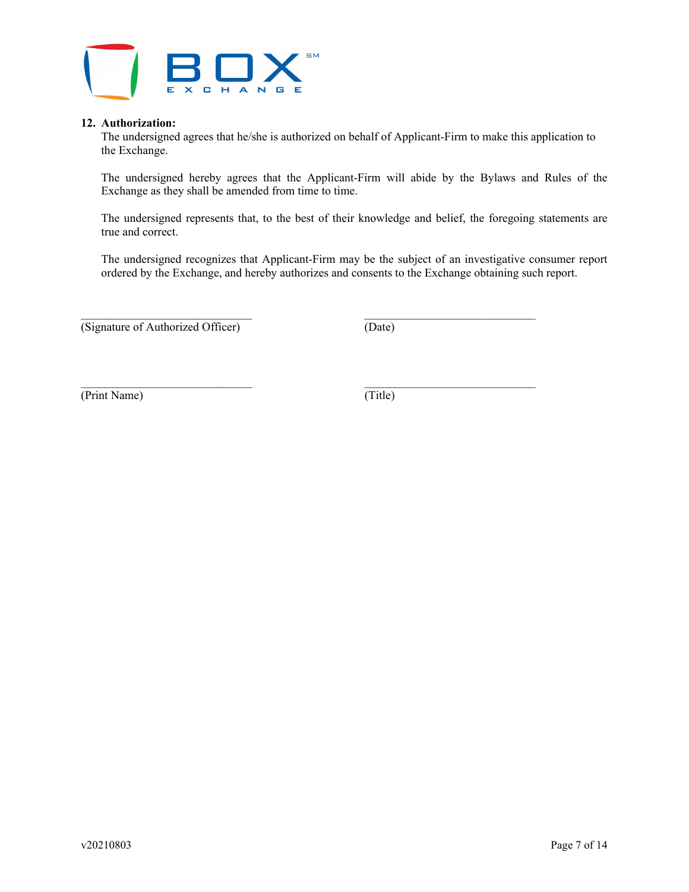**12. Authorization:**

The undersigned agrees that he/she is authorized on behalf of Applicant-Firm to make this application to the Exchange.

The undersigned hereby agrees that the Applicant-Firm will abide by the Bylaws and Rules of the Exchange as they shall be amended from time to time.

The undersigned represents that, to the best of their knowledge and belief, the foregoing statements are true and correct.

The undersigned recognizes that Applicant-Firm may be the subject of an investigative consumer report ordered by the Exchange, and hereby authorizes and consents to the Exchange obtaining such report.

| | |
|---|---|
| ______________________________ | ______________________________ |
| (Signature of Authorized Officer) | (Date) |
| ______________________________ | ______________________________ |
| (Print Name) | (Title) |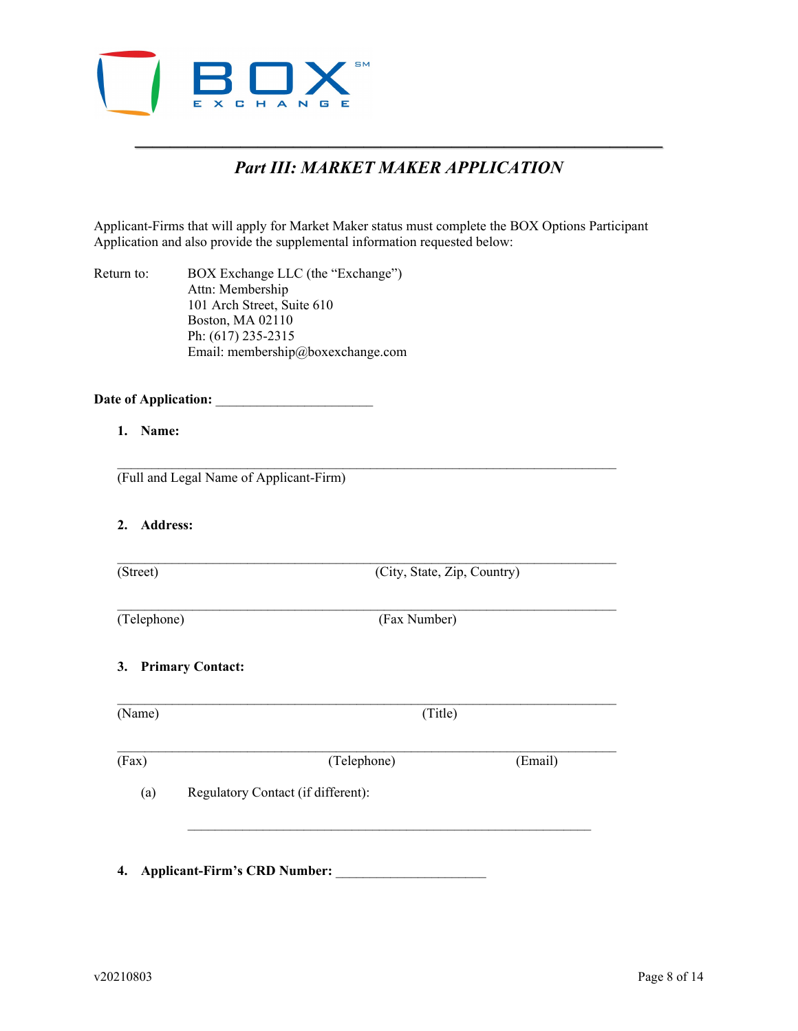## *Part III: MARKET MAKER APPLICATION*

Applicant-Firms that will apply for Market Maker status must complete the BOX Options Participant Application and also provide the supplemental information requested below:

Return to: BOX Exchange LLC (the "Exchange")
Attn: Membership
101 Arch Street, Suite 610
Boston, MA 02110
Ph: (617) 235-2315
Email: membership@boxexchange.com

**Date of Application:** ______________________

1. **Name:**

___________________________________________________________________________
(Full and Legal Name of Applicant-Firm)

2. **Address:**

___________________________________________________________________________
(Street) (City, State, Zip, Country)

___________________________________________________________________________
(Telephone) (Fax Number)

3. **Primary Contact:**

___________________________________________________________________________
(Name) (Title)

___________________________________________________________________________
(Fax) (Telephone) (Email)

(a) Regulatory Contact (if different):

___________________________________________________________________________

4. **Applicant-Firm's CRD Number:** _____________________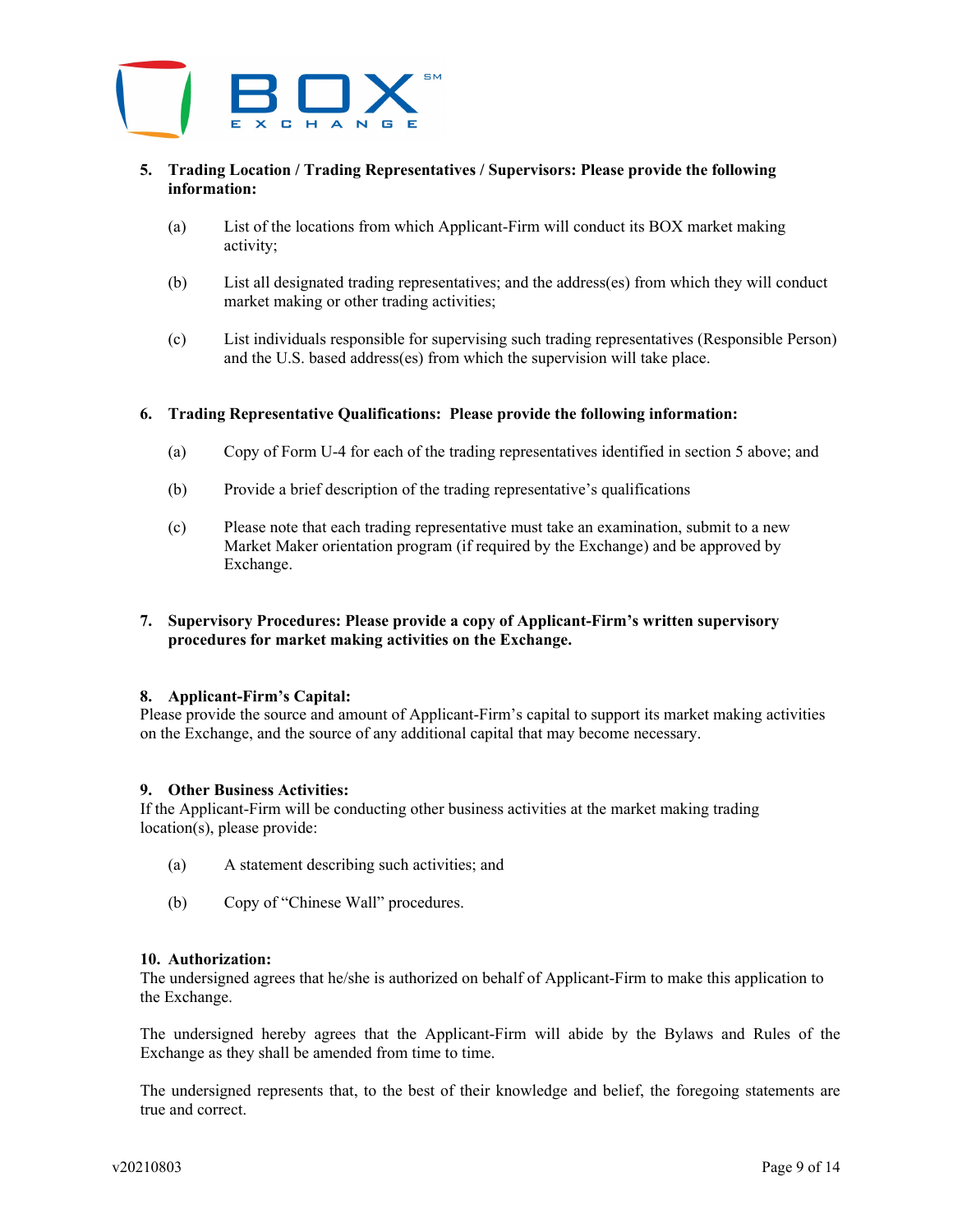**5. Trading Location / Trading Representatives / Supervisors: Please provide the following information:**

(a) List of the locations from which Applicant-Firm will conduct its BOX market making activity;

(b) List all designated trading representatives; and the address(es) from which they will conduct market making or other trading activities;

(c) List individuals responsible for supervising such trading representatives (Responsible Person) and the U.S. based address(es) from which the supervision will take place.

**6. Trading Representative Qualifications: Please provide the following information:**

(a) Copy of Form U-4 for each of the trading representatives identified in section 5 above; and

(b) Provide a brief description of the trading representative's qualifications

(c) Please note that each trading representative must take an examination, submit to a new Market Maker orientation program (if required by the Exchange) and be approved by Exchange.

**7. Supervisory Procedures: Please provide a copy of Applicant-Firm's written supervisory procedures for market making activities on the Exchange.**

**8. Applicant-Firm's Capital:**

Please provide the source and amount of Applicant-Firm's capital to support its market making activities on the Exchange, and the source of any additional capital that may become necessary.

**9. Other Business Activities:**

If the Applicant-Firm will be conducting other business activities at the market making trading location(s), please provide:

(a) A statement describing such activities; and

(b) Copy of "Chinese Wall" procedures.

**10. Authorization:**

The undersigned agrees that he/she is authorized on behalf of Applicant-Firm to make this application to the Exchange.

The undersigned hereby agrees that the Applicant-Firm will abide by the Bylaws and Rules of the Exchange as they shall be amended from time to time.

The undersigned represents that, to the best of their knowledge and belief, the foregoing statements are true and correct.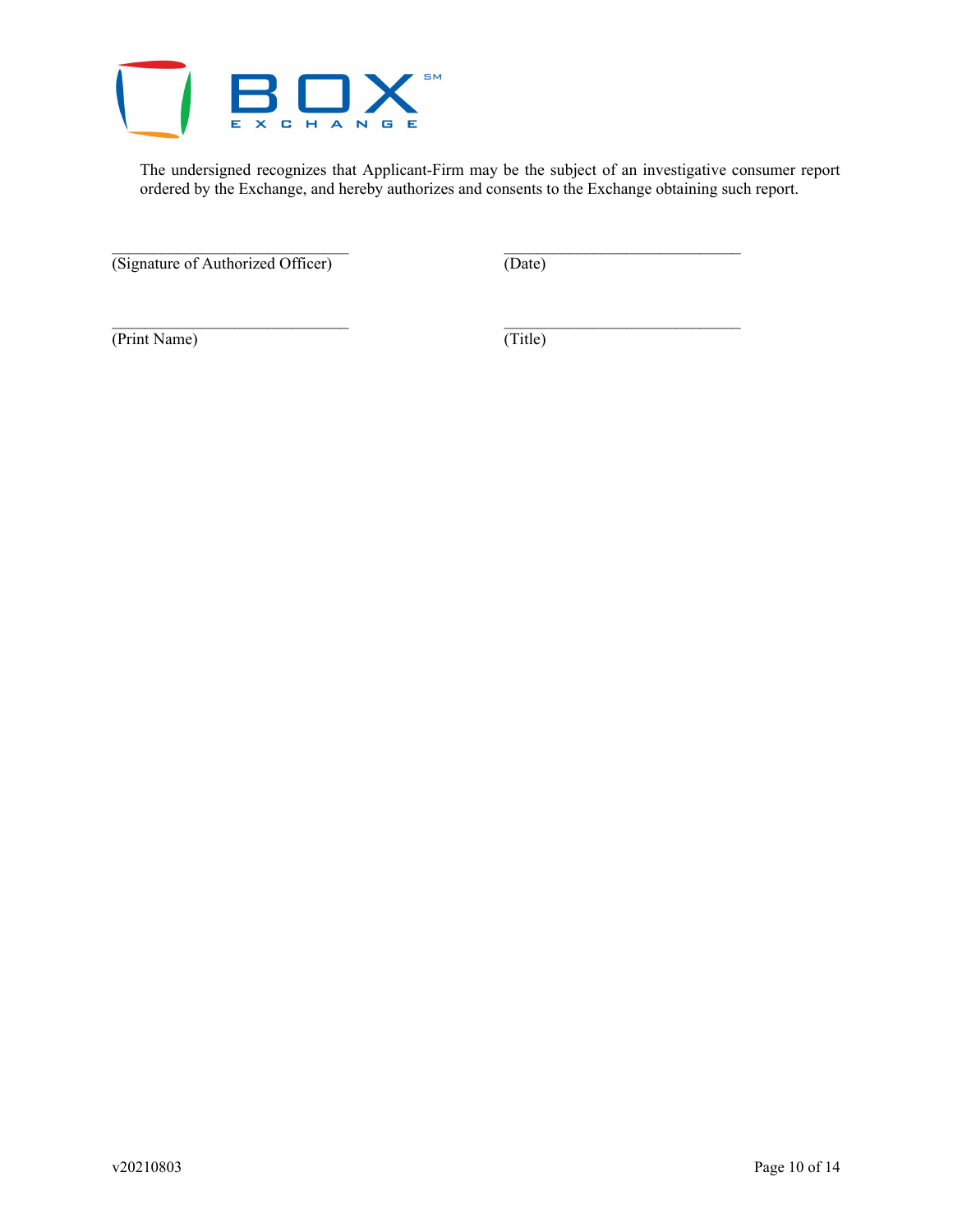The undersigned recognizes that Applicant-Firm may be the subject of an investigative consumer report ordered by the Exchange, and hereby authorizes and consents to the Exchange obtaining such report.

| | |
|---|---|
| ______________________________ | ______________________________ |
| (Signature of Authorized Officer) | (Date) |
| ______________________________ | ______________________________ |
| (Print Name) | (Title) |

v20210803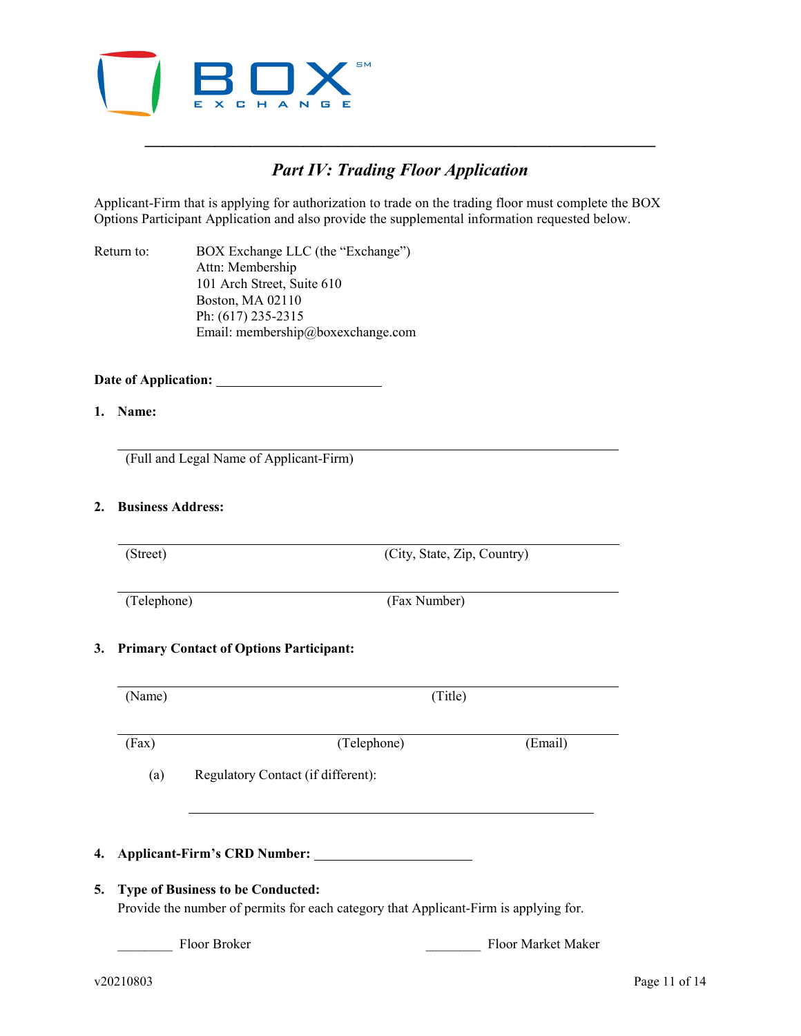BOX EXCHANGE

---

## *Part IV: Trading Floor Application*

Applicant-Firm that is applying for authorization to trade on the trading floor must complete the BOX Options Participant Application and also provide the supplemental information requested below.

Return to: BOX Exchange LLC (the "Exchange")
Attn: Membership
101 Arch Street, Suite 610
Boston, MA 02110
Ph: (617) 235-2315
Email: membership@boxexchange.com

**Date of Application:** ________________________

**1. Name:**

______________________________________________________________________
(Full and Legal Name of Applicant-Firm)

**2. Business Address:**

______________________________________________________________________
(Street) (City, State, Zip, Country)

______________________________________________________________________
(Telephone) (Fax Number)

**3. Primary Contact of Options Participant:**

______________________________________________________________________
(Name) (Title)

______________________________________________________________________
(Fax) (Telephone) (Email)

(a) Regulatory Contact (if different):

______________________________________________________________________

**4. Applicant-Firm's CRD Number:** ________________________

**5. Type of Business to be Conducted:**
Provide the number of permits for each category that Applicant-Firm is applying for.

________ Floor Broker ________ Floor Market Maker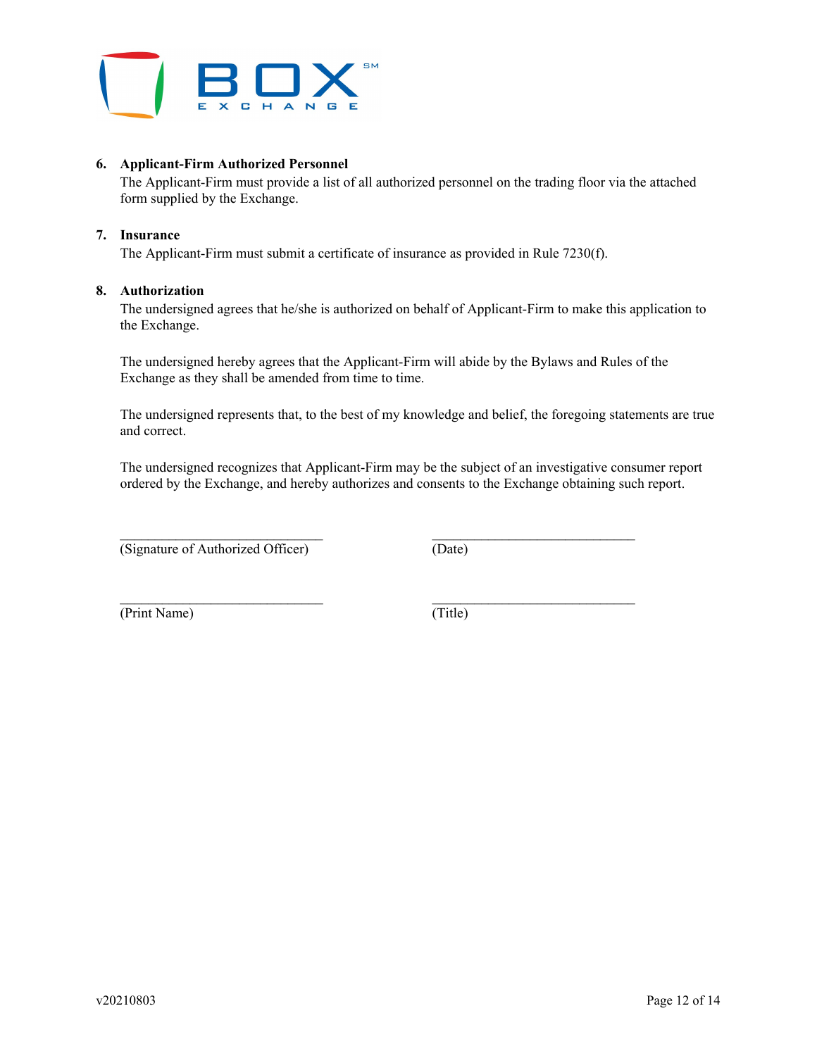**6. Applicant-Firm Authorized Personnel**

The Applicant-Firm must provide a list of all authorized personnel on the trading floor via the attached form supplied by the Exchange.

**7. Insurance**

The Applicant-Firm must submit a certificate of insurance as provided in Rule 7230(f).

**8. Authorization**

The undersigned agrees that he/she is authorized on behalf of Applicant-Firm to make this application to the Exchange.

The undersigned hereby agrees that the Applicant-Firm will abide by the Bylaws and Rules of the Exchange as they shall be amended from time to time.

The undersigned represents that, to the best of my knowledge and belief, the foregoing statements are true and correct.

The undersigned recognizes that Applicant-Firm may be the subject of an investigative consumer report ordered by the Exchange, and hereby authorizes and consents to the Exchange obtaining such report.

______________________________ ______________________________
(Signature of Authorized Officer) (Date)

______________________________ ______________________________
(Print Name) (Title)

v20210803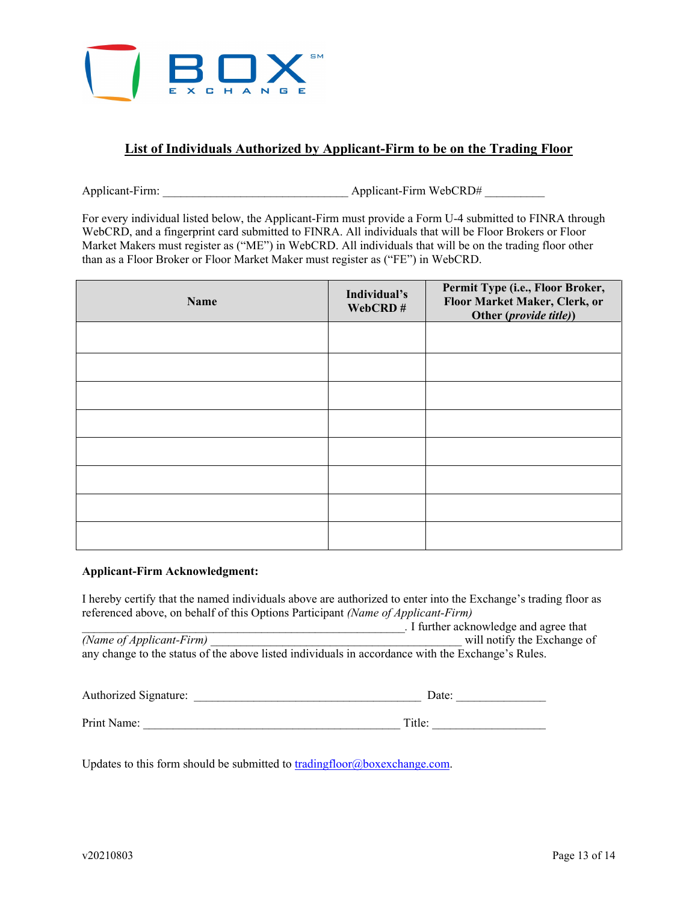## List of Individuals Authorized by Applicant-Firm to be on the Trading Floor

Applicant-Firm: ______________________________ Applicant-Firm WebCRD# __________

For every individual listed below, the Applicant-Firm must provide a Form U-4 submitted to FINRA through WebCRD, and a fingerprint card submitted to FINRA. All individuals that will be Floor Brokers or Floor Market Makers must register as ("ME") in WebCRD. All individuals that will be on the trading floor other than as a Floor Broker or Floor Market Maker must register as ("FE") in WebCRD.

| Name | Individual's WebCRD # | Permit Type (i.e., Floor Broker, Floor Market Maker, Clerk, or Other (*provide title*)) |
|---|---|---|
| | | |
| | | |
| | | |
| | | |
| | | |
| | | |
| | | |
| | | |

**Applicant-Firm Acknowledgment:**

I hereby certify that the named individuals above are authorized to enter into the Exchange's trading floor as referenced above, on behalf of this Options Participant *(Name of Applicant-Firm)* ______________________________________________________. I further acknowledge and agree that *(Name of Applicant-Firm)* ____________________________________________ will notify the Exchange of any change to the status of the above listed individuals in accordance with the Exchange's Rules.

Authorized Signature: ______________________________________ Date: _______________

Print Name: ___________________________________________ Title: ___________________

Updates to this form should be submitted to tradingfloor@boxexchange.com.

v20210803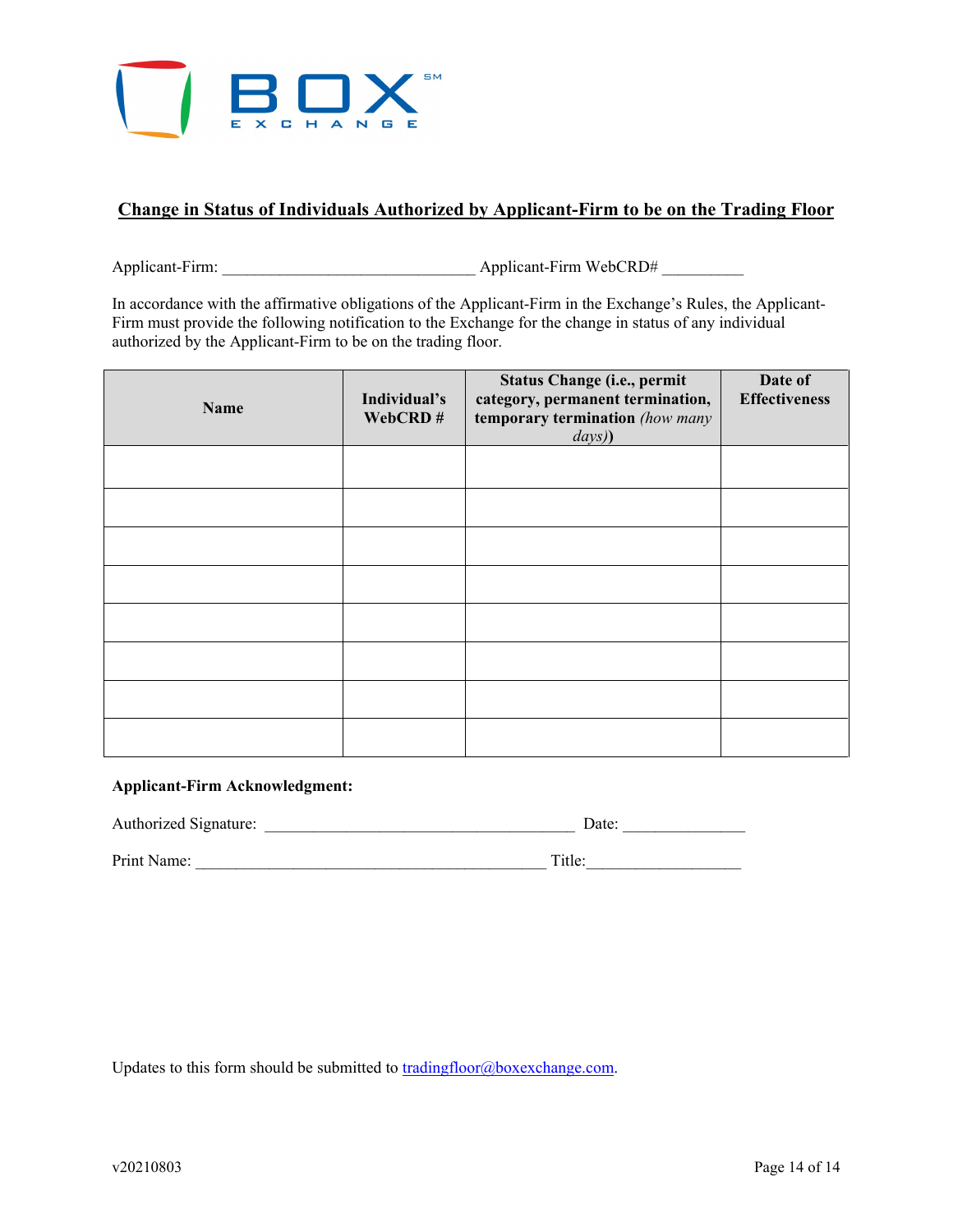BOX EXCHANGE

## Change in Status of Individuals Authorized by Applicant-Firm to be on the Trading Floor

Applicant-Firm: ______________________________ Applicant-Firm WebCRD# __________

In accordance with the affirmative obligations of the Applicant-Firm in the Exchange's Rules, the Applicant-Firm must provide the following notification to the Exchange for the change in status of any individual authorized by the Applicant-Firm to be on the trading floor.

| Name | Individual's WebCRD # | Status Change (i.e., permit category, permanent termination, temporary termination *(how many days)*) | Date of Effectiveness |
|---|---|---|---|
| | | | |
| | | | |
| | | | |
| | | | |
| | | | |
| | | | |
| | | | |
| | | | |

**Applicant-Firm Acknowledgment:**

Authorized Signature: ______________________________________ Date: _______________

Print Name: ___________________________________________ Title:___________________

Updates to this form should be submitted to tradingfloor@boxexchange.com.

v20210803